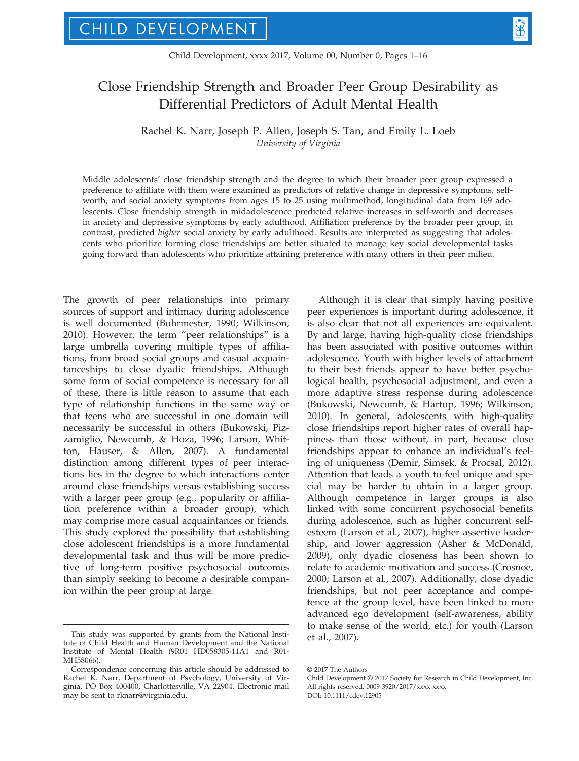# Close Friendship Strength and Broader Peer Group Desirability as Differential Predictors of Adult Mental Health

Rachel K. Narr, Joseph P. Allen, Joseph S. Tan, and Emily L. Loeb
*University of Virginia*

Middle adolescents' close friendship strength and the degree to which their broader peer group expressed a preference to affiliate with them were examined as predictors of relative change in depressive symptoms, self-worth, and social anxiety symptoms from ages 15 to 25 using multimethod, longitudinal data from 169 adolescents. Close friendship strength in midadolescence predicted relative increases in self-worth and decreases in anxiety and depressive symptoms by early adulthood. Affiliation preference by the broader peer group, in contrast, predicted *higher* social anxiety by early adulthood. Results are interpreted as suggesting that adolescents who prioritize forming close friendships are better situated to manage key social developmental tasks going forward than adolescents who prioritize attaining preference with many others in their peer milieu.

The growth of peer relationships into primary sources of support and intimacy during adolescence is well documented (Buhrmester, 1990; Wilkinson, 2010). However, the term "peer relationships" is a large umbrella covering multiple types of affiliations, from broad social groups and casual acquaintanceships to close dyadic friendships. Although some form of social competence is necessary for all of these, there is little reason to assume that each type of relationship functions in the same way or that teens who are successful in one domain will necessarily be successful in others (Bukowski, Pizzamiglio, Newcomb, & Hoza, 1996; Larson, Whitton, Hauser, & Allen, 2007). A fundamental distinction among different types of peer interactions lies in the degree to which interactions center around close friendships versus establishing success with a larger peer group (e.g., popularity or affiliation preference within a broader group), which may comprise more casual acquaintances or friends. This study explored the possibility that establishing close adolescent friendships is a more fundamental developmental task and thus will be more predictive of long-term positive psychosocial outcomes than simply seeking to become a desirable companion within the peer group at large.

Although it is clear that simply having positive peer experiences is important during adolescence, it is also clear that not all experiences are equivalent. By and large, having high-quality close friendships has been associated with positive outcomes within adolescence. Youth with higher levels of attachment to their best friends appear to have better psychological health, psychosocial adjustment, and even a more adaptive stress response during adolescence (Bukowski, Newcomb, & Hartup, 1996; Wilkinson, 2010). In general, adolescents with high-quality close friendships report higher rates of overall happiness than those without, in part, because close friendships appear to enhance an individual's feeling of uniqueness (Demir, Simsek, & Procsal, 2012). Attention that leads a youth to feel unique and special may be harder to obtain in a larger group. Although competence in larger groups is also linked with some concurrent psychosocial benefits during adolescence, such as higher concurrent self-esteem (Larson et al., 2007), higher assertive leadership, and lower aggression (Asher & McDonald, 2009), only dyadic closeness has been shown to relate to academic motivation and success (Crosnoe, 2000; Larson et al., 2007). Additionally, close dyadic friendships, but not peer acceptance and competence at the group level, have been linked to more advanced ego development (self-awareness, ability to make sense of the world, etc.) for youth (Larson et al., 2007).

This study was supported by grants from the National Institute of Child Health and Human Development and the National Institute of Mental Health (9R01 HD058305-11A1 and R01-MH58066).

Correspondence concerning this article should be addressed to Rachel K. Narr, Department of Psychology, University of Virginia, PO Box 400400, Charlottesville, VA 22904. Electronic mail may be sent to rknarr@virginia.edu.

© 2017 The Authors
Child Development © 2017 Society for Research in Child Development, Inc.
All rights reserved. 0009-3920/2017/xxxx-xxxx
DOI: 10.1111/cdev.12905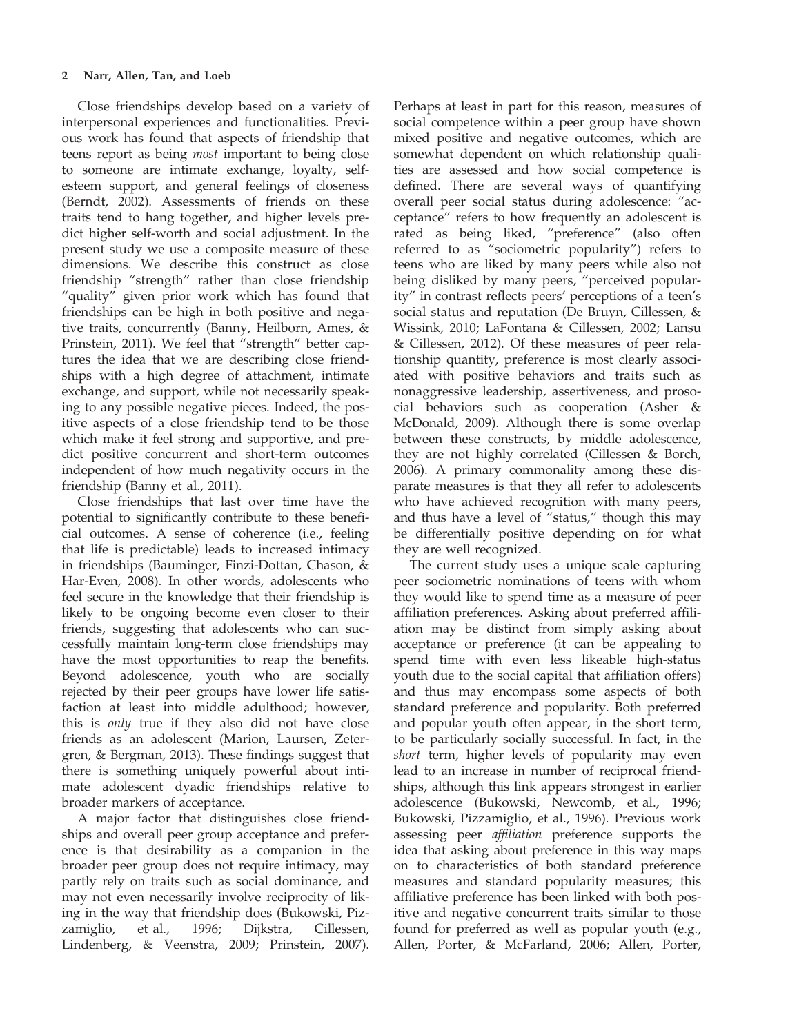Close friendships develop based on a variety of interpersonal experiences and functionalities. Previous work has found that aspects of friendship that teens report as being *most* important to being close to someone are intimate exchange, loyalty, self-esteem support, and general feelings of closeness (Berndt, 2002). Assessments of friends on these traits tend to hang together, and higher levels predict higher self-worth and social adjustment. In the present study we use a composite measure of these dimensions. We describe this construct as close friendship "strength" rather than close friendship "quality" given prior work which has found that friendships can be high in both positive and negative traits, concurrently (Banny, Heilborn, Ames, & Prinstein, 2011). We feel that "strength" better captures the idea that we are describing close friendships with a high degree of attachment, intimate exchange, and support, while not necessarily speaking to any possible negative pieces. Indeed, the positive aspects of a close friendship tend to be those which make it feel strong and supportive, and predict positive concurrent and short-term outcomes independent of how much negativity occurs in the friendship (Banny et al., 2011).

Close friendships that last over time have the potential to significantly contribute to these beneficial outcomes. A sense of coherence (i.e., feeling that life is predictable) leads to increased intimacy in friendships (Bauminger, Finzi-Dottan, Chason, & Har-Even, 2008). In other words, adolescents who feel secure in the knowledge that their friendship is likely to be ongoing become even closer to their friends, suggesting that adolescents who can successfully maintain long-term close friendships may have the most opportunities to reap the benefits. Beyond adolescence, youth who are socially rejected by their peer groups have lower life satisfaction at least into middle adulthood; however, this is *only* true if they also did not have close friends as an adolescent (Marion, Laursen, Zettergren, & Bergman, 2013). These findings suggest that there is something uniquely powerful about intimate adolescent dyadic friendships relative to broader markers of acceptance.

A major factor that distinguishes close friendships and overall peer group acceptance and preference is that desirability as a companion in the broader peer group does not require intimacy, may partly rely on traits such as social dominance, and may not even necessarily involve reciprocity of liking in the way that friendship does (Bukowski, Pizzamiglio, et al., 1996; Dijkstra, Cillessen, Lindenberg, & Veenstra, 2009; Prinstein, 2007). Perhaps at least in part for this reason, measures of social competence within a peer group have shown mixed positive and negative outcomes, which are somewhat dependent on which relationship qualities are assessed and how social competence is defined. There are several ways of quantifying overall peer social status during adolescence: "acceptance" refers to how frequently an adolescent is rated as being liked, "preference" (also often referred to as "sociometric popularity") refers to teens who are liked by many peers while also not being disliked by many peers, "perceived popularity" in contrast reflects peers' perceptions of a teen's social status and reputation (De Bruyn, Cillessen, & Wissink, 2010; LaFontana & Cillessen, 2002; Lansu & Cillessen, 2012). Of these measures of peer relationship quantity, preference is most clearly associated with positive behaviors and traits such as nonaggressive leadership, assertiveness, and prosocial behaviors such as cooperation (Asher & McDonald, 2009). Although there is some overlap between these constructs, by middle adolescence, they are not highly correlated (Cillessen & Borch, 2006). A primary commonality among these disparate measures is that they all refer to adolescents who have achieved recognition with many peers, and thus have a level of "status," though this may be differentially positive depending on for what they are well recognized.

The current study uses a unique scale capturing peer sociometric nominations of teens with whom they would like to spend time as a measure of peer affiliation preferences. Asking about preferred affiliation may be distinct from simply asking about acceptance or preference (it can be appealing to spend time with even less likeable high-status youth due to the social capital that affiliation offers) and thus may encompass some aspects of both standard preference and popularity. Both preferred and popular youth often appear, in the short term, to be particularly socially successful. In fact, in the *short* term, higher levels of popularity may even lead to an increase in number of reciprocal friendships, although this link appears strongest in earlier adolescence (Bukowski, Newcomb, et al., 1996; Bukowski, Pizzamiglio, et al., 1996). Previous work assessing peer *affiliation* preference supports the idea that asking about preference in this way maps on to characteristics of both standard preference measures and standard popularity measures; this affiliative preference has been linked with both positive and negative concurrent traits similar to those found for preferred as well as popular youth (e.g., Allen, Porter, & McFarland, 2006; Allen, Porter,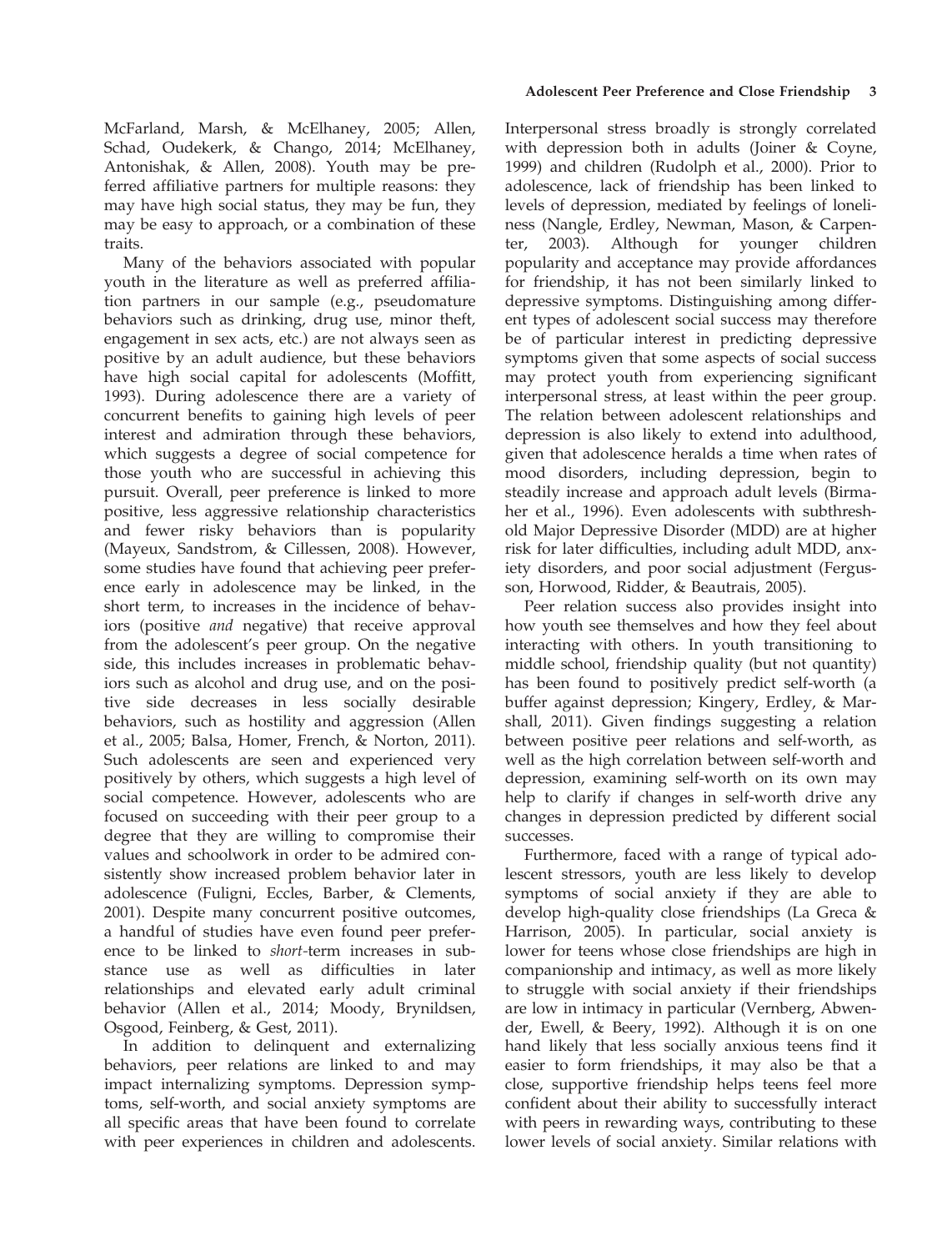McFarland, Marsh, & McElhaney, 2005; Allen, Schad, Oudekerk, & Chango, 2014; McElhaney, Antonishak, & Allen, 2008). Youth may be preferred affiliative partners for multiple reasons: they may have high social status, they may be fun, they may be easy to approach, or a combination of these traits.

Many of the behaviors associated with popular youth in the literature as well as preferred affiliation partners in our sample (e.g., pseudomature behaviors such as drinking, drug use, minor theft, engagement in sex acts, etc.) are not always seen as positive by an adult audience, but these behaviors have high social capital for adolescents (Moffitt, 1993). During adolescence there are a variety of concurrent benefits to gaining high levels of peer interest and admiration through these behaviors, which suggests a degree of social competence for those youth who are successful in achieving this pursuit. Overall, peer preference is linked to more positive, less aggressive relationship characteristics and fewer risky behaviors than is popularity (Mayeux, Sandstrom, & Cillessen, 2008). However, some studies have found that achieving peer preference early in adolescence may be linked, in the short term, to increases in the incidence of behaviors (positive *and* negative) that receive approval from the adolescent's peer group. On the negative side, this includes increases in problematic behaviors such as alcohol and drug use, and on the positive side decreases in less socially desirable behaviors, such as hostility and aggression (Allen et al., 2005; Balsa, Homer, French, & Norton, 2011). Such adolescents are seen and experienced very positively by others, which suggests a high level of social competence. However, adolescents who are focused on succeeding with their peer group to a degree that they are willing to compromise their values and schoolwork in order to be admired consistently show increased problem behavior later in adolescence (Fuligni, Eccles, Barber, & Clements, 2001). Despite many concurrent positive outcomes, a handful of studies have even found peer preference to be linked to *short*-term increases in substance use as well as difficulties in later relationships and elevated early adult criminal behavior (Allen et al., 2014; Moody, Brynildsen, Osgood, Feinberg, & Gest, 2011).

In addition to delinquent and externalizing behaviors, peer relations are linked to and may impact internalizing symptoms. Depression symptoms, self-worth, and social anxiety symptoms are all specific areas that have been found to correlate with peer experiences in children and adolescents. Interpersonal stress broadly is strongly correlated with depression both in adults (Joiner & Coyne, 1999) and children (Rudolph et al., 2000). Prior to adolescence, lack of friendship has been linked to levels of depression, mediated by feelings of loneliness (Nangle, Erdley, Newman, Mason, & Carpenter, 2003). Although for younger children popularity and acceptance may provide affordances for friendship, it has not been similarly linked to depressive symptoms. Distinguishing among different types of adolescent social success may therefore be of particular interest in predicting depressive symptoms given that some aspects of social success may protect youth from experiencing significant interpersonal stress, at least within the peer group. The relation between adolescent relationships and depression is also likely to extend into adulthood, given that adolescence heralds a time when rates of mood disorders, including depression, begin to steadily increase and approach adult levels (Birmaher et al., 1996). Even adolescents with subthreshold Major Depressive Disorder (MDD) are at higher risk for later difficulties, including adult MDD, anxiety disorders, and poor social adjustment (Fergusson, Horwood, Ridder, & Beautrais, 2005).

Peer relation success also provides insight into how youth see themselves and how they feel about interacting with others. In youth transitioning to middle school, friendship quality (but not quantity) has been found to positively predict self-worth (a buffer against depression; Kingery, Erdley, & Marshall, 2011). Given findings suggesting a relation between positive peer relations and self-worth, as well as the high correlation between self-worth and depression, examining self-worth on its own may help to clarify if changes in self-worth drive any changes in depression predicted by different social successes.

Furthermore, faced with a range of typical adolescent stressors, youth are less likely to develop symptoms of social anxiety if they are able to develop high-quality close friendships (La Greca & Harrison, 2005). In particular, social anxiety is lower for teens whose close friendships are high in companionship and intimacy, as well as more likely to struggle with social anxiety if their friendships are low in intimacy in particular (Vernberg, Abwender, Ewell, & Beery, 1992). Although it is on one hand likely that less socially anxious teens find it easier to form friendships, it may also be that a close, supportive friendship helps teens feel more confident about their ability to successfully interact with peers in rewarding ways, contributing to these lower levels of social anxiety. Similar relations with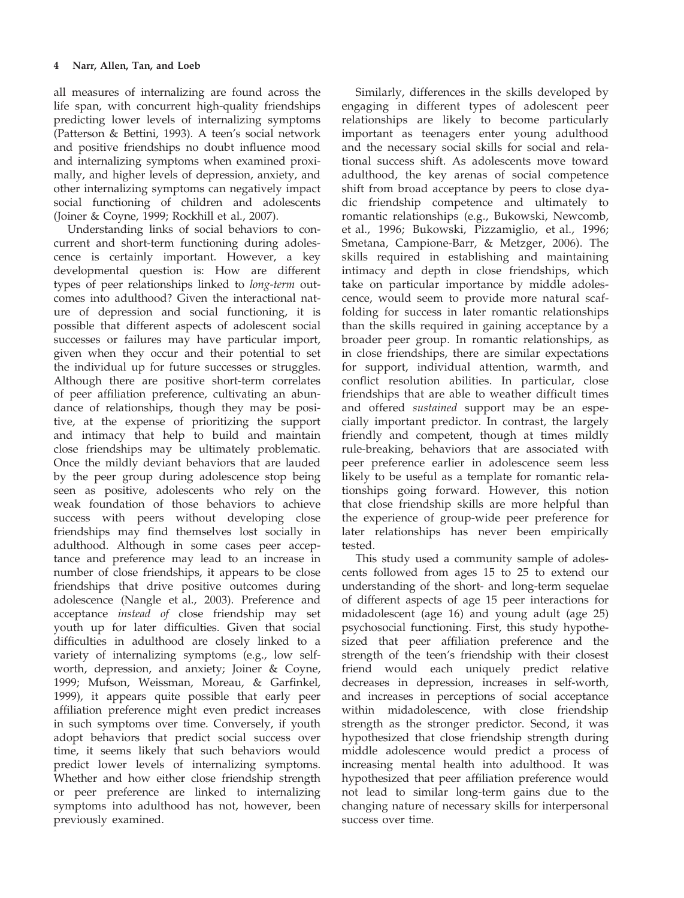all measures of internalizing are found across the life span, with concurrent high-quality friendships predicting lower levels of internalizing symptoms (Patterson & Bettini, 1993). A teen's social network and positive friendships no doubt influence mood and internalizing symptoms when examined proximally, and higher levels of depression, anxiety, and other internalizing symptoms can negatively impact social functioning of children and adolescents (Joiner & Coyne, 1999; Rockhill et al., 2007).

Understanding links of social behaviors to concurrent and short-term functioning during adolescence is certainly important. However, a key developmental question is: How are different types of peer relationships linked to *long-term* outcomes into adulthood? Given the interactional nature of depression and social functioning, it is possible that different aspects of adolescent social successes or failures may have particular import, given when they occur and their potential to set the individual up for future successes or struggles. Although there are positive short-term correlates of peer affiliation preference, cultivating an abundance of relationships, though they may be positive, at the expense of prioritizing the support and intimacy that help to build and maintain close friendships may be ultimately problematic. Once the mildly deviant behaviors that are lauded by the peer group during adolescence stop being seen as positive, adolescents who rely on the weak foundation of those behaviors to achieve success with peers without developing close friendships may find themselves lost socially in adulthood. Although in some cases peer acceptance and preference may lead to an increase in number of close friendships, it appears to be close friendships that drive positive outcomes during adolescence (Nangle et al., 2003). Preference and acceptance *instead of* close friendship may set youth up for later difficulties. Given that social difficulties in adulthood are closely linked to a variety of internalizing symptoms (e.g., low self-worth, depression, and anxiety; Joiner & Coyne, 1999; Mufson, Weissman, Moreau, & Garfinkel, 1999), it appears quite possible that early peer affiliation preference might even predict increases in such symptoms over time. Conversely, if youth adopt behaviors that predict social success over time, it seems likely that such behaviors would predict lower levels of internalizing symptoms. Whether and how either close friendship strength or peer preference are linked to internalizing symptoms into adulthood has not, however, been previously examined.

Similarly, differences in the skills developed by engaging in different types of adolescent peer relationships are likely to become particularly important as teenagers enter young adulthood and the necessary social skills for social and relational success shift. As adolescents move toward adulthood, the key arenas of social competence shift from broad acceptance by peers to close dyadic friendship competence and ultimately to romantic relationships (e.g., Bukowski, Newcomb, et al., 1996; Bukowski, Pizzamiglio, et al., 1996; Smetana, Campione-Barr, & Metzger, 2006). The skills required in establishing and maintaining intimacy and depth in close friendships, which take on particular importance by middle adolescence, would seem to provide more natural scaffolding for success in later romantic relationships than the skills required in gaining acceptance by a broader peer group. In romantic relationships, as in close friendships, there are similar expectations for support, individual attention, warmth, and conflict resolution abilities. In particular, close friendships that are able to weather difficult times and offered *sustained* support may be an especially important predictor. In contrast, the largely friendly and competent, though at times mildly rule-breaking, behaviors that are associated with peer preference earlier in adolescence seem less likely to be useful as a template for romantic relationships going forward. However, this notion that close friendship skills are more helpful than the experience of group-wide peer preference for later relationships has never been empirically tested.

This study used a community sample of adolescents followed from ages 15 to 25 to extend our understanding of the short- and long-term sequelae of different aspects of age 15 peer interactions for midadolescent (age 16) and young adult (age 25) psychosocial functioning. First, this study hypothesized that peer affiliation preference and the strength of the teen's friendship with their closest friend would each uniquely predict relative decreases in depression, increases in self-worth, and increases in perceptions of social acceptance within midadolescence, with close friendship strength as the stronger predictor. Second, it was hypothesized that close friendship strength during middle adolescence would predict a process of increasing mental health into adulthood. It was hypothesized that peer affiliation preference would not lead to similar long-term gains due to the changing nature of necessary skills for interpersonal success over time.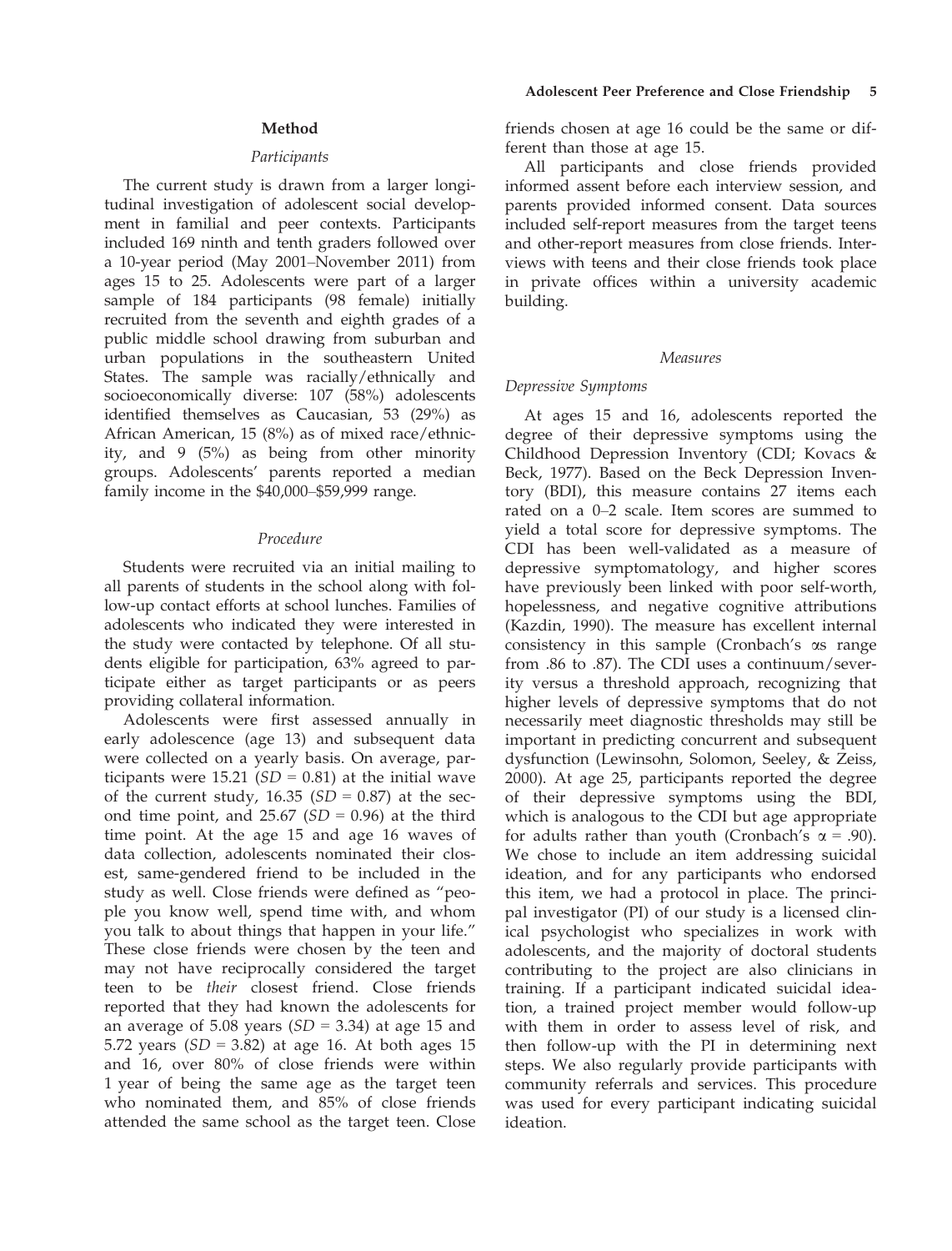## Method

### *Participants*

The current study is drawn from a larger longitudinal investigation of adolescent social development in familial and peer contexts. Participants included 169 ninth and tenth graders followed over a 10-year period (May 2001–November 2011) from ages 15 to 25. Adolescents were part of a larger sample of 184 participants (98 female) initially recruited from the seventh and eighth grades of a public middle school drawing from suburban and urban populations in the southeastern United States. The sample was racially/ethnically and socioeconomically diverse: 107 (58%) adolescents identified themselves as Caucasian, 53 (29%) as African American, 15 (8%) as of mixed race/ethnicity, and 9 (5%) as being from other minority groups. Adolescents' parents reported a median family income in the $40,000–$59,999 range.

### *Procedure*

Students were recruited via an initial mailing to all parents of students in the school along with follow-up contact efforts at school lunches. Families of adolescents who indicated they were interested in the study were contacted by telephone. Of all students eligible for participation, 63% agreed to participate either as target participants or as peers providing collateral information.

Adolescents were first assessed annually in early adolescence (age 13) and subsequent data were collected on a yearly basis. On average, participants were 15.21 ($SD = 0.81$) at the initial wave of the current study, 16.35 ($SD = 0.87$) at the second time point, and 25.67 ($SD = 0.96$) at the third time point. At the age 15 and age 16 waves of data collection, adolescents nominated their closest, same-gendered friend to be included in the study as well. Close friends were defined as "people you know well, spend time with, and whom you talk to about things that happen in your life." These close friends were chosen by the teen and may not have reciprocally considered the target teen to be *their* closest friend. Close friends reported that they had known the adolescents for an average of 5.08 years ($SD = 3.34$) at age 15 and 5.72 years ($SD = 3.82$) at age 16. At both ages 15 and 16, over 80% of close friends were within 1 year of being the same age as the target teen who nominated them, and 85% of close friends attended the same school as the target teen. Close friends chosen at age 16 could be the same or different than those at age 15.

All participants and close friends provided informed assent before each interview session, and parents provided informed consent. Data sources included self-report measures from the target teens and other-report measures from close friends. Interviews with teens and their close friends took place in private offices within a university academic building.

### *Measures*

#### *Depressive Symptoms*

At ages 15 and 16, adolescents reported the degree of their depressive symptoms using the Childhood Depression Inventory (CDI; Kovacs & Beck, 1977). Based on the Beck Depression Inventory (BDI), this measure contains 27 items each rated on a 0–2 scale. Item scores are summed to yield a total score for depressive symptoms. The CDI has been well-validated as a measure of depressive symptomatology, and higher scores have previously been linked with poor self-worth, hopelessness, and negative cognitive attributions (Kazdin, 1990). The measure has excellent internal consistency in this sample (Cronbach's $\alpha$s range from .86 to .87). The CDI uses a continuum/severity versus a threshold approach, recognizing that higher levels of depressive symptoms that do not necessarily meet diagnostic thresholds may still be important in predicting concurrent and subsequent dysfunction (Lewinsohn, Solomon, Seeley, & Zeiss, 2000). At age 25, participants reported the degree of their depressive symptoms using the BDI, which is analogous to the CDI but age appropriate for adults rather than youth (Cronbach's $\alpha = .90$). We chose to include an item addressing suicidal ideation, and for any participants who endorsed this item, we had a protocol in place. The principal investigator (PI) of our study is a licensed clinical psychologist who specializes in work with adolescents, and the majority of doctoral students contributing to the project are also clinicians in training. If a participant indicated suicidal ideation, a trained project member would follow-up with them in order to assess level of risk, and then follow-up with the PI in determining next steps. We also regularly provide participants with community referrals and services. This procedure was used for every participant indicating suicidal ideation.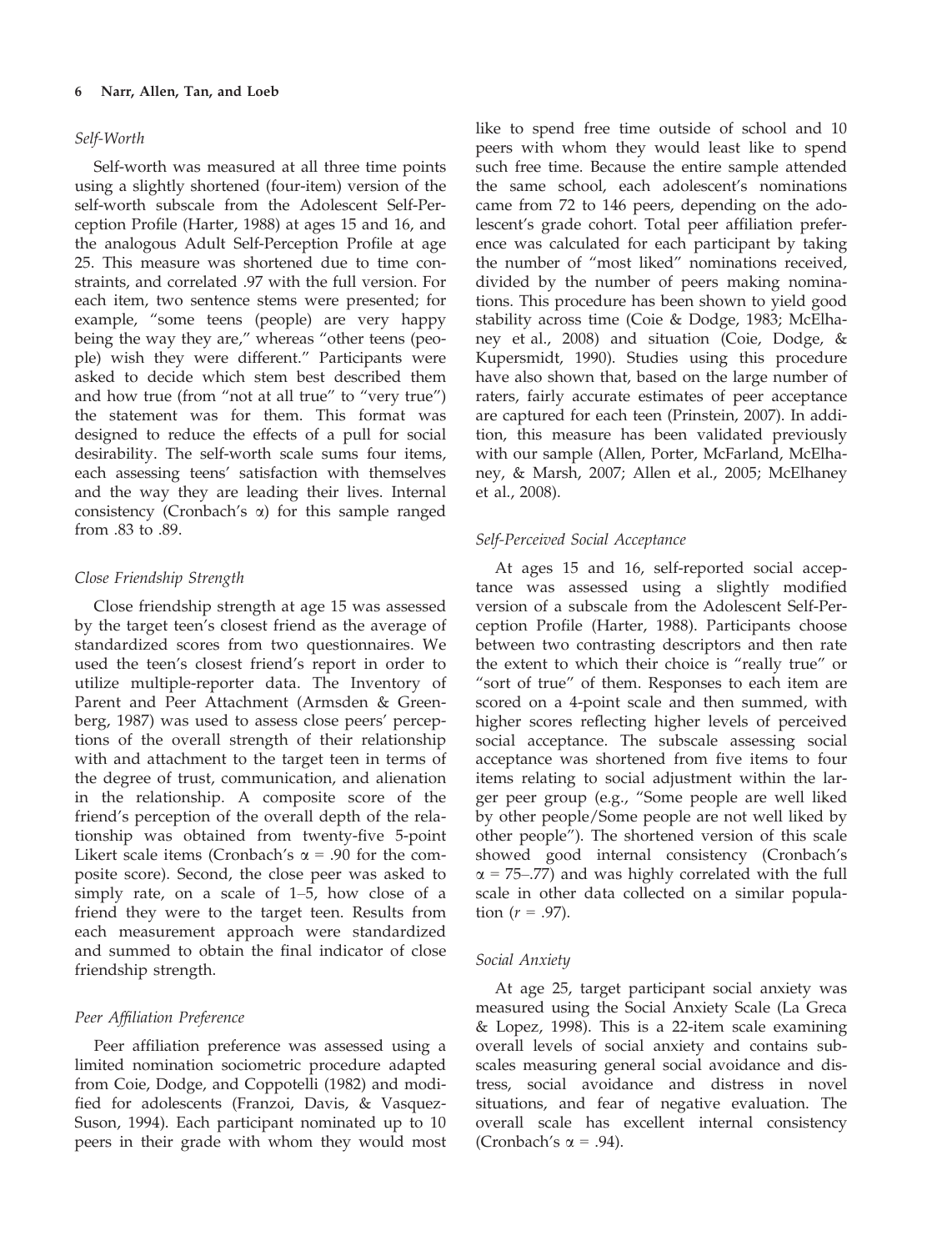### *Self-Worth*

Self-worth was measured at all three time points using a slightly shortened (four-item) version of the self-worth subscale from the Adolescent Self-Perception Profile (Harter, 1988) at ages 15 and 16, and the analogous Adult Self-Perception Profile at age 25. This measure was shortened due to time constraints, and correlated .97 with the full version. For each item, two sentence stems were presented; for example, "some teens (people) are very happy being the way they are," whereas "other teens (people) wish they were different." Participants were asked to decide which stem best described them and how true (from "not at all true" to "very true") the statement was for them. This format was designed to reduce the effects of a pull for social desirability. The self-worth scale sums four items, each assessing teens' satisfaction with themselves and the way they are leading their lives. Internal consistency (Cronbach's α) for this sample ranged from .83 to .89.

### *Close Friendship Strength*

Close friendship strength at age 15 was assessed by the target teen's closest friend as the average of standardized scores from two questionnaires. We used the teen's closest friend's report in order to utilize multiple-reporter data. The Inventory of Parent and Peer Attachment (Armsden & Greenberg, 1987) was used to assess close peers' perceptions of the overall strength of their relationship with and attachment to the target teen in terms of the degree of trust, communication, and alienation in the relationship. A composite score of the friend's perception of the overall depth of the relationship was obtained from twenty-five 5-point Likert scale items (Cronbach's α = .90 for the composite score). Second, the close peer was asked to simply rate, on a scale of 1–5, how close of a friend they were to the target teen. Results from each measurement approach were standardized and summed to obtain the final indicator of close friendship strength.

### *Peer Affiliation Preference*

Peer affiliation preference was assessed using a limited nomination sociometric procedure adapted from Coie, Dodge, and Coppotelli (1982) and modified for adolescents (Franzoi, Davis, & Vasquez-Suson, 1994). Each participant nominated up to 10 peers in their grade with whom they would most like to spend free time outside of school and 10 peers with whom they would least like to spend such free time. Because the entire sample attended the same school, each adolescent's nominations came from 72 to 146 peers, depending on the adolescent's grade cohort. Total peer affiliation preference was calculated for each participant by taking the number of "most liked" nominations received, divided by the number of peers making nominations. This procedure has been shown to yield good stability across time (Coie & Dodge, 1983; McElhaney et al., 2008) and situation (Coie, Dodge, & Kupersmidt, 1990). Studies using this procedure have also shown that, based on the large number of raters, fairly accurate estimates of peer acceptance are captured for each teen (Prinstein, 2007). In addition, this measure has been validated previously with our sample (Allen, Porter, McFarland, McElhaney, & Marsh, 2007; Allen et al., 2005; McElhaney et al., 2008).

### *Self-Perceived Social Acceptance*

At ages 15 and 16, self-reported social acceptance was assessed using a slightly modified version of a subscale from the Adolescent Self-Perception Profile (Harter, 1988). Participants choose between two contrasting descriptors and then rate the extent to which their choice is "really true" or "sort of true" of them. Responses to each item are scored on a 4-point scale and then summed, with higher scores reflecting higher levels of perceived social acceptance. The subscale assessing social acceptance was shortened from five items to four items relating to social adjustment within the larger peer group (e.g., "Some people are well liked by other people/Some people are not well liked by other people"). The shortened version of this scale showed good internal consistency (Cronbach's α = 75–.77) and was highly correlated with the full scale in other data collected on a similar population ($r$ = .97).

### *Social Anxiety*

At age 25, target participant social anxiety was measured using the Social Anxiety Scale (La Greca & Lopez, 1998). This is a 22-item scale examining overall levels of social anxiety and contains subscales measuring general social avoidance and distress, social avoidance and distress in novel situations, and fear of negative evaluation. The overall scale has excellent internal consistency (Cronbach's α = .94).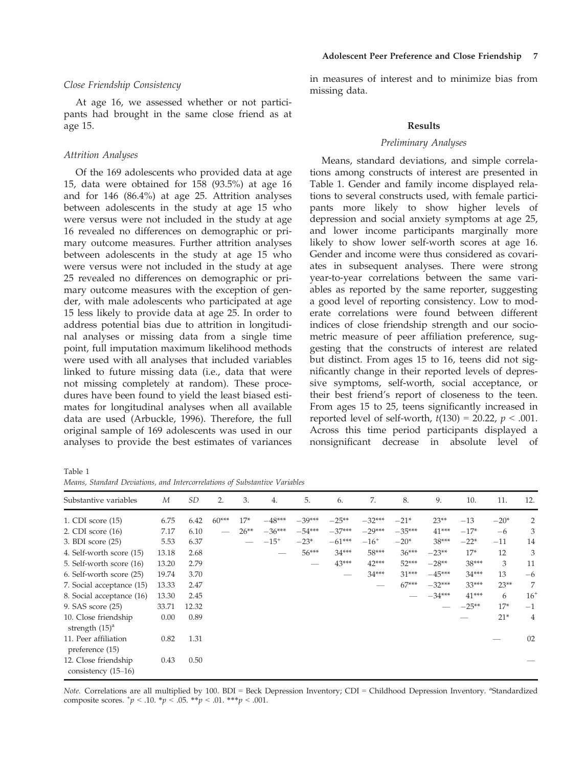### Close Friendship Consistency

At age 16, we assessed whether or not participants had brought in the same close friend as at age 15.

### Attrition Analyses

Of the 169 adolescents who provided data at age 15, data were obtained for 158 (93.5%) at age 16 and for 146 (86.4%) at age 25. Attrition analyses between adolescents in the study at age 15 who were versus were not included in the study at age 16 revealed no differences on demographic or primary outcome measures. Further attrition analyses between adolescents in the study at age 15 who were versus were not included in the study at age 25 revealed no differences on demographic or primary outcome measures with the exception of gender, with male adolescents who participated at age 15 less likely to provide data at age 25. In order to address potential bias due to attrition in longitudinal analyses or missing data from a single time point, full imputation maximum likelihood methods were used with all analyses that included variables linked to future missing data (i.e., data that were not missing completely at random). These procedures have been found to yield the least biased estimates for longitudinal analyses when all available data are used (Arbuckle, 1996). Therefore, the full original sample of 169 adolescents was used in our analyses to provide the best estimates of variances in measures of interest and to minimize bias from missing data.

## Results

### Preliminary Analyses

Means, standard deviations, and simple correlations among constructs of interest are presented in Table 1. Gender and family income displayed relations to several constructs used, with female participants more likely to show higher levels of depression and social anxiety symptoms at age 25, and lower income participants marginally more likely to show lower self-worth scores at age 16. Gender and income were thus considered as covariates in subsequent analyses. There were strong year-to-year correlations between the same variables as reported by the same reporter, suggesting a good level of reporting consistency. Low to moderate correlations were found between different indices of close friendship strength and our sociometric measure of peer affiliation preference, suggesting that the constructs of interest are related but distinct. From ages 15 to 16, teens did not significantly change in their reported levels of depressive symptoms, self-worth, social acceptance, or their best friend's report of closeness to the teen. From ages 15 to 25, teens significantly increased in reported level of self-worth, $t(130) = 20.22$, $p < .001$. Across this time period participants displayed a nonsignificant decrease in absolute level of

Table 1
*Means, Standard Deviations, and Intercorrelations of Substantive Variables*

| Substantive variables | *M* | *SD* | 2. | 3. | 4. | 5. | 6. | 7. | 8. | 9. | 10. | 11. | 12. |
|---|---|---|---|---|---|---|---|---|---|---|---|---|---|
| 1. CDI score (15) | 6.75 | 6.42 | 60*** | 17* | −48*** | −39*** | −25** | −32*** | −21* | 23** | −13 | −20* | 2 |
| 2. CDI score (16) | 7.17 | 6.10 | — | 26** | −36*** | −54*** | −37*** | −29*** | −35*** | 41*** | −17* | −6 | 3 |
| 3. BDI score (25) | 5.53 | 6.37 | | — | −15⁺ | −23* | −61*** | −16⁺ | −20* | 38*** | −22* | −11 | 14 |
| 4. Self-worth score (15) | 13.18 | 2.68 | | | — | 56*** | 34*** | 58*** | 36*** | −23** | 17* | 12 | 3 |
| 5. Self-worth score (16) | 13.20 | 2.79 | | | | — | 43*** | 42*** | 52*** | −28** | 38*** | 3 | 11 |
| 6. Self-worth score (25) | 19.74 | 3.70 | | | | | — | 34*** | 31*** | −45*** | 34*** | 13 | −6 |
| 7. Social acceptance (15) | 13.33 | 2.47 | | | | | | — | 67*** | −32*** | 33*** | 23** | 7 |
| 8. Social acceptance (16) | 13.30 | 2.45 | | | | | | | — | −34*** | 41*** | 6 | 16⁺ |
| 9. SAS score (25) | 33.71 | 12.32 | | | | | | | | — | −25** | 17* | −1 |
| 10. Close friendship strength (15)[a] | 0.00 | 0.89 | | | | | | | | | — | 21* | 4 |
| 11. Peer affiliation preference (15) | 0.82 | 1.31 | | | | | | | | | | — | 02 |
| 12. Close friendship consistency (15–16) | 0.43 | 0.50 | | | | | | | | | | | — |

*Note.* Correlations are all multiplied by 100. BDI = Beck Depression Inventory; CDI = Childhood Depression Inventory. [a]Standardized composite scores. ⁺$p < .10$. *$p < .05$. **$p < .01$. ***$p < .001$.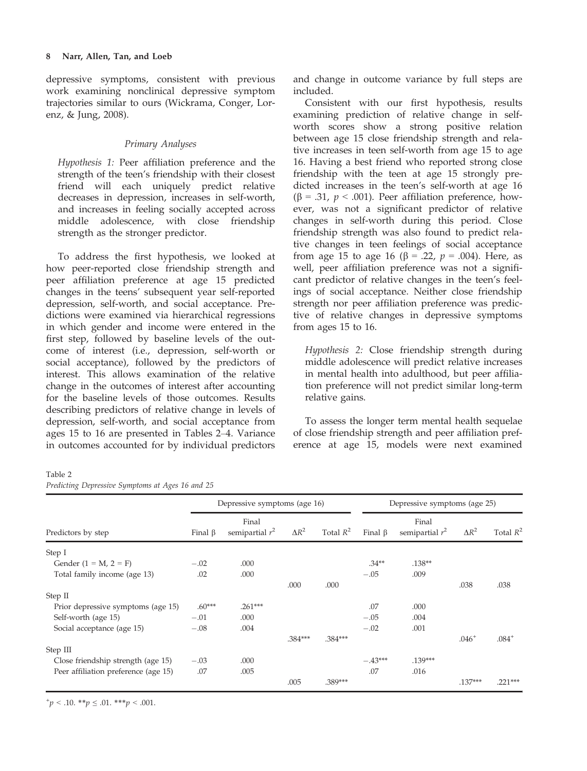depressive symptoms, consistent with previous work examining nonclinical depressive symptom trajectories similar to ours (Wickrama, Conger, Lorenz, & Jung, 2008).

### *Primary Analyses*

*Hypothesis 1:* Peer affiliation preference and the strength of the teen's friendship with their closest friend will each uniquely predict relative decreases in depression, increases in self-worth, and increases in feeling socially accepted across middle adolescence, with close friendship strength as the stronger predictor.

To address the first hypothesis, we looked at how peer-reported close friendship strength and peer affiliation preference at age 15 predicted changes in the teens' subsequent year self-reported depression, self-worth, and social acceptance. Predictions were examined via hierarchical regressions in which gender and income were entered in the first step, followed by baseline levels of the outcome of interest (i.e., depression, self-worth or social acceptance), followed by the predictors of interest. This allows examination of the relative change in the outcomes of interest after accounting for the baseline levels of those outcomes. Results describing predictors of relative change in levels of depression, self-worth, and social acceptance from ages 15 to 16 are presented in Tables 2–4. Variance in outcomes accounted for by individual predictors and change in outcome variance by full steps are included.

Consistent with our first hypothesis, results examining prediction of relative change in self-worth scores show a strong positive relation between age 15 close friendship strength and relative increases in teen self-worth from age 15 to age 16. Having a best friend who reported strong close friendship with the teen at age 15 strongly predicted increases in the teen's self-worth at age 16 ($\beta = .31$, $p < .001$). Peer affiliation preference, however, was not a significant predictor of relative changes in self-worth during this period. Close friendship strength was also found to predict relative changes in teen feelings of social acceptance from age 15 to age 16 ($\beta = .22$, $p = .004$). Here, as well, peer affiliation preference was not a significant predictor of relative changes in the teen's feelings of social acceptance. Neither close friendship strength nor peer affiliation preference was predictive of relative changes in depressive symptoms from ages 15 to 16.

*Hypothesis 2:* Close friendship strength during middle adolescence will predict relative increases in mental health into adulthood, but peer affiliation preference will not predict similar long-term relative gains.

To assess the longer term mental health sequelae of close friendship strength and peer affiliation preference at age 15, models were next examined

Table 2
*Predicting Depressive Symptoms at Ages 16 and 25*

| | Depressive symptoms (age 16) | | | | Depressive symptoms (age 25) | | | |
|---|---|---|---|---|---|---|---|---|
| Predictors by step | Final $\beta$ | Final semipartial $r^2$ | $\Delta R^2$ | Total $R^2$ | Final $\beta$ | Final semipartial $r^2$ | $\Delta R^2$ | Total $R^2$ |
| Step I | | | | | | | | |
| Gender (1 = M, 2 = F) | −.02 | .000 | | | .34** | .138** | | |
| Total family income (age 13) | .02 | .000 | | | −.05 | .009 | | |
| | | | .000 | .000 | | | .038 | .038 |
| Step II | | | | | | | | |
| Prior depressive symptoms (age 15) | .60*** | .261*** | | | .07 | .000 | | |
| Self-worth (age 15) | −.01 | .000 | | | −.05 | .004 | | |
| Social acceptance (age 15) | −.08 | .004 | | | −.02 | .001 | | |
| | | | .384*** | .384*** | | | .046+ | .084+ |
| Step III | | | | | | | | |
| Close friendship strength (age 15) | −.03 | .000 | | | −.43*** | .139*** | | |
| Peer affiliation preference (age 15) | .07 | .005 | | | .07 | .016 | | |
| | | | .005 | .389*** | | | .137*** | .221*** |

$^{+}p < .10$. $^{**}p \leq .01$. $^{***}p < .001$.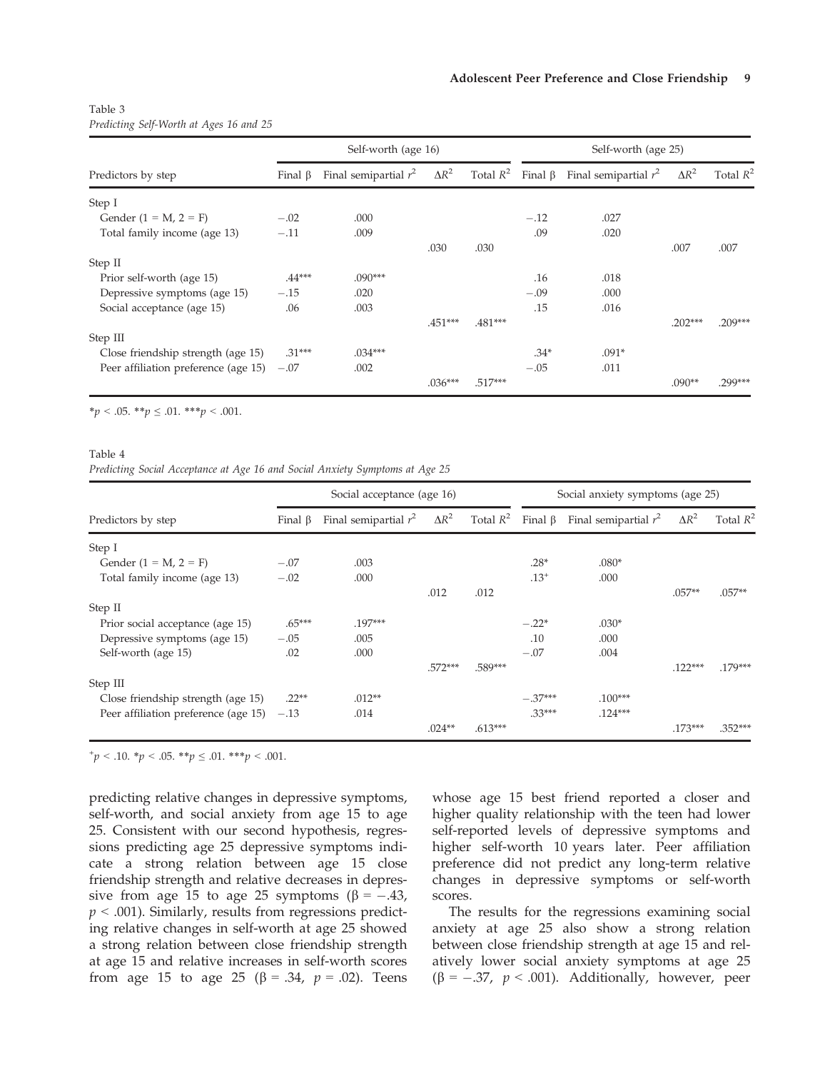Table 3
*Predicting Self-Worth at Ages 16 and 25*

| Predictors by step | Self-worth (age 16) | | | | Self-worth (age 25) | | | |
|---|---|---|---|---|---|---|---|---|
| | Final β | Final semipartial $r^2$ | $\Delta R^2$ | Total $R^2$ | Final β | Final semipartial $r^2$ | $\Delta R^2$ | Total $R^2$ |
| Step I | | | | | | | | |
| Gender (1 = M, 2 = F) | −.02 | .000 | | | −.12 | .027 | | |
| Total family income (age 13) | −.11 | .009 | | | .09 | .020 | | |
| | | | .030 | .030 | | | .007 | .007 |
| Step II | | | | | | | | |
| Prior self-worth (age 15) | .44*** | .090*** | | | .16 | .018 | | |
| Depressive symptoms (age 15) | −.15 | .020 | | | −.09 | .000 | | |
| Social acceptance (age 15) | .06 | .003 | | | .15 | .016 | | |
| | | | .451*** | .481*** | | | .202*** | .209*** |
| Step III | | | | | | | | |
| Close friendship strength (age 15) | .31*** | .034*** | | | .34* | .091* | | |
| Peer affiliation preference (age 15) | −.07 | .002 | | | −.05 | .011 | | |
| | | | .036*** | .517*** | | | .090** | .299*** |

*$p < .05$. **$p \leq .01$. ***$p < .001$.

Table 4
*Predicting Social Acceptance at Age 16 and Social Anxiety Symptoms at Age 25*

| Predictors by step | Social acceptance (age 16) | | | | Social anxiety symptoms (age 25) | | | |
|---|---|---|---|---|---|---|---|---|
| | Final β | Final semipartial $r^2$ | $\Delta R^2$ | Total $R^2$ | Final β | Final semipartial $r^2$ | $\Delta R^2$ | Total $R^2$ |
| Step I | | | | | | | | |
| Gender (1 = M, 2 = F) | −.07 | .003 | | | .28* | .080* | | |
| Total family income (age 13) | −.02 | .000 | | | .13+ | .000 | | |
| | | | .012 | .012 | | | .057** | .057** |
| Step II | | | | | | | | |
| Prior social acceptance (age 15) | .65*** | .197*** | | | −.22* | .030* | | |
| Depressive symptoms (age 15) | −.05 | .005 | | | .10 | .000 | | |
| Self-worth (age 15) | .02 | .000 | | | −.07 | .004 | | |
| | | | .572*** | .589*** | | | .122*** | .179*** |
| Step III | | | | | | | | |
| Close friendship strength (age 15) | .22** | .012** | | | −.37*** | .100*** | | |
| Peer affiliation preference (age 15) | −.13 | .014 | | | .33*** | .124*** | | |
| | | | .024** | .613*** | | | .173*** | .352*** |

+$p < .10$. *$p < .05$. **$p \leq .01$. ***$p < .001$.

predicting relative changes in depressive symptoms, self-worth, and social anxiety from age 15 to age 25. Consistent with our second hypothesis, regressions predicting age 25 depressive symptoms indicate a strong relation between age 15 close friendship strength and relative decreases in depressive from age 15 to age 25 symptoms (β = −.43, $p < .001$). Similarly, results from regressions predicting relative changes in self-worth at age 25 showed a strong relation between close friendship strength at age 15 and relative increases in self-worth scores from age 15 to age 25 (β = .34, $p = .02$). Teens whose age 15 best friend reported a closer and higher quality relationship with the teen had lower self-reported levels of depressive symptoms and higher self-worth 10 years later. Peer affiliation preference did not predict any long-term relative changes in depressive symptoms or self-worth scores.

The results for the regressions examining social anxiety at age 25 also show a strong relation between close friendship strength at age 15 and relatively lower social anxiety symptoms at age 25 (β = −.37, $p < .001$). Additionally, however, peer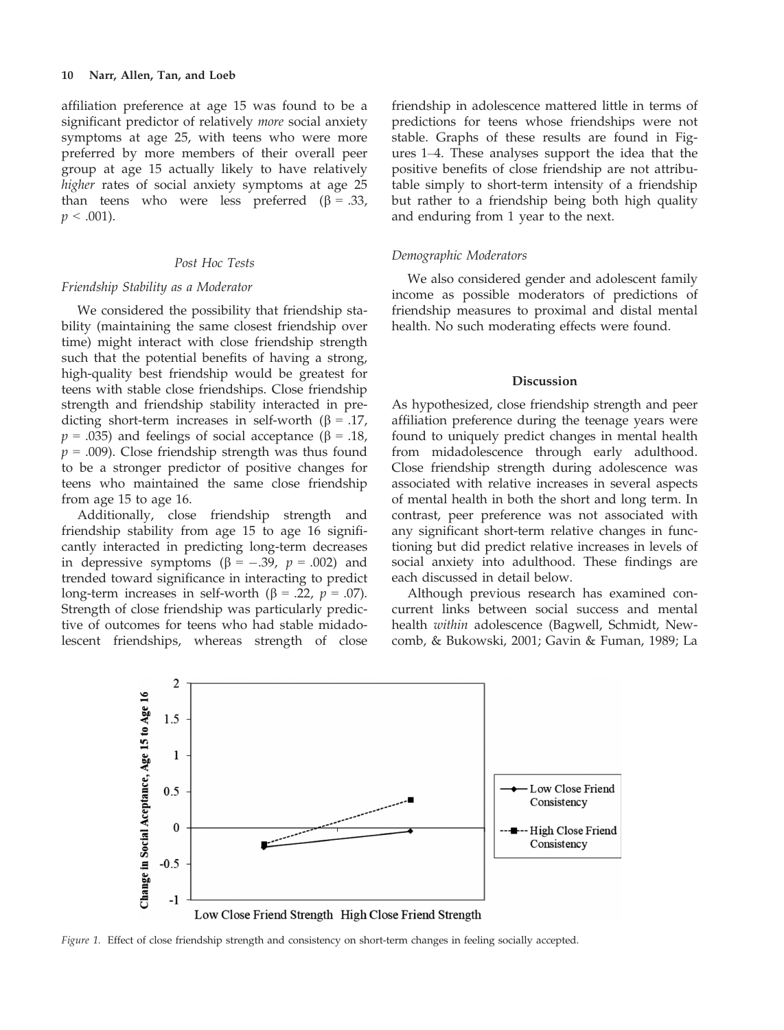affiliation preference at age 15 was found to be a significant predictor of relatively *more* social anxiety symptoms at age 25, with teens who were more preferred by more members of their overall peer group at age 15 actually likely to have relatively *higher* rates of social anxiety symptoms at age 25 than teens who were less preferred ($\beta$ = .33, $p$ < .001).

### Post Hoc Tests

#### *Friendship Stability as a Moderator*

We considered the possibility that friendship stability (maintaining the same closest friendship over time) might interact with close friendship strength such that the potential benefits of having a strong, high-quality best friendship would be greatest for teens with stable close friendships. Close friendship strength and friendship stability interacted in predicting short-term increases in self-worth ($\beta$ = .17, $p$ = .035) and feelings of social acceptance ($\beta$ = .18, $p$ = .009). Close friendship strength was thus found to be a stronger predictor of positive changes for teens who maintained the same close friendship from age 15 to age 16.

Additionally, close friendship strength and friendship stability from age 15 to age 16 significantly interacted in predicting long-term decreases in depressive symptoms ($\beta$ = −.39, $p$ = .002) and trended toward significance in interacting to predict long-term increases in self-worth ($\beta$ = .22, $p$ = .07). Strength of close friendship was particularly predictive of outcomes for teens who had stable midadolescent friendships, whereas strength of close friendship in adolescence mattered little in terms of predictions for teens whose friendships were not stable. Graphs of these results are found in Figures 1–4. These analyses support the idea that the positive benefits of close friendship are not attributable simply to short-term intensity of a friendship but rather to a friendship being both high quality and enduring from 1 year to the next.

#### *Demographic Moderators*

We also considered gender and adolescent family income as possible moderators of predictions of friendship measures to proximal and distal mental health. No such moderating effects were found.

## Discussion

As hypothesized, close friendship strength and peer affiliation preference during the teenage years were found to uniquely predict changes in mental health from midadolescence through early adulthood. Close friendship strength during adolescence was associated with relative increases in several aspects of mental health in both the short and long term. In contrast, peer preference was not associated with any significant short-term relative changes in functioning but did predict relative increases in levels of social anxiety into adulthood. These findings are each discussed in detail below.

Although previous research has examined concurrent links between social success and mental health *within* adolescence (Bagwell, Schmidt, Newcomb, & Bukowski, 2001; Gavin & Fuman, 1989; La

*Figure 1.* Effect of close friendship strength and consistency on short-term changes in feeling socially accepted.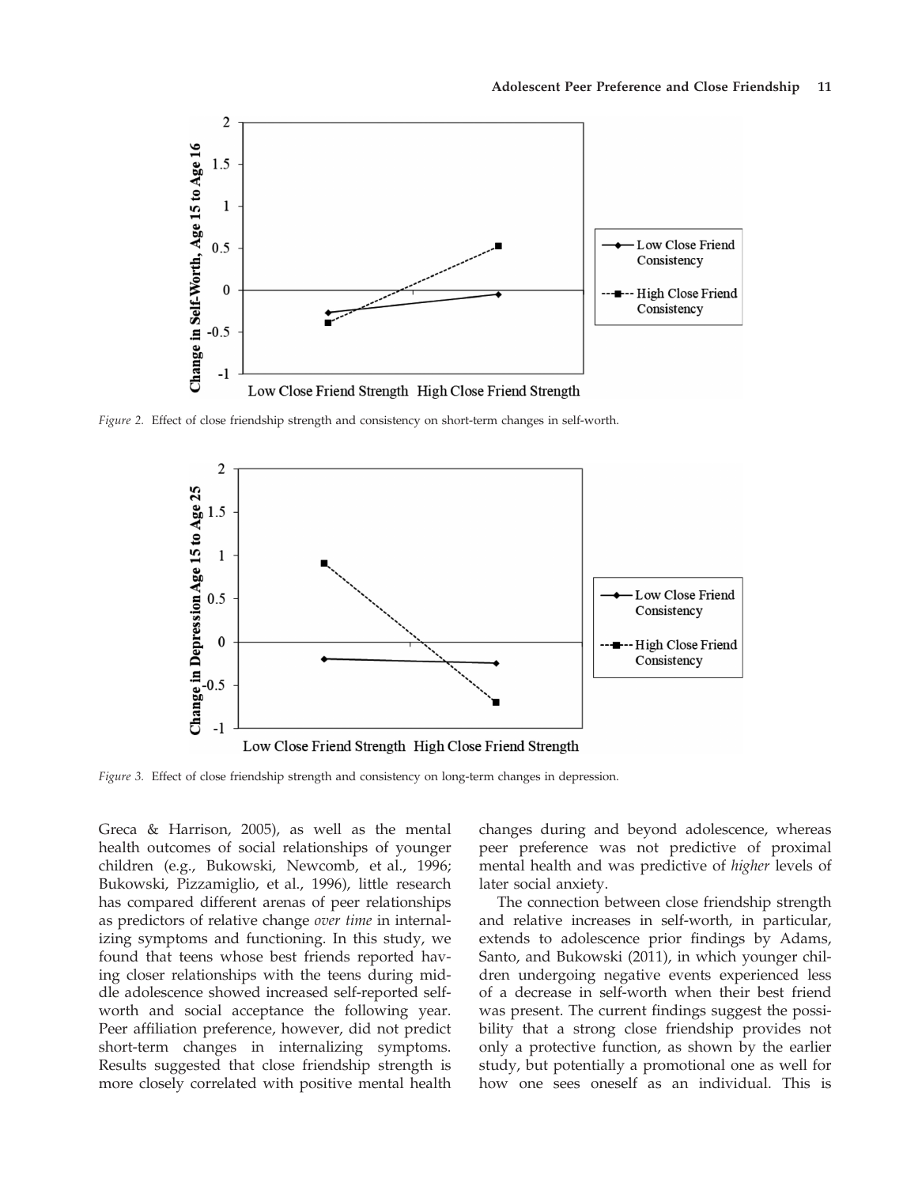Figure 2. Effect of close friendship strength and consistency on short-term changes in self-worth.

Figure 3. Effect of close friendship strength and consistency on long-term changes in depression.

Greca & Harrison, 2005), as well as the mental health outcomes of social relationships of younger children (e.g., Bukowski, Newcomb, et al., 1996; Bukowski, Pizzamiglio, et al., 1996), little research has compared different arenas of peer relationships as predictors of relative change *over time* in internalizing symptoms and functioning. In this study, we found that teens whose best friends reported having closer relationships with the teens during middle adolescence showed increased self-reported self-worth and social acceptance the following year. Peer affiliation preference, however, did not predict short-term changes in internalizing symptoms. Results suggested that close friendship strength is more closely correlated with positive mental health changes during and beyond adolescence, whereas peer preference was not predictive of proximal mental health and was predictive of *higher* levels of later social anxiety.

The connection between close friendship strength and relative increases in self-worth, in particular, extends to adolescence prior findings by Adams, Santo, and Bukowski (2011), in which younger children undergoing negative events experienced less of a decrease in self-worth when their best friend was present. The current findings suggest the possibility that a strong close friendship provides not only a protective function, as shown by the earlier study, but potentially a promotional one as well for how one sees oneself as an individual. This is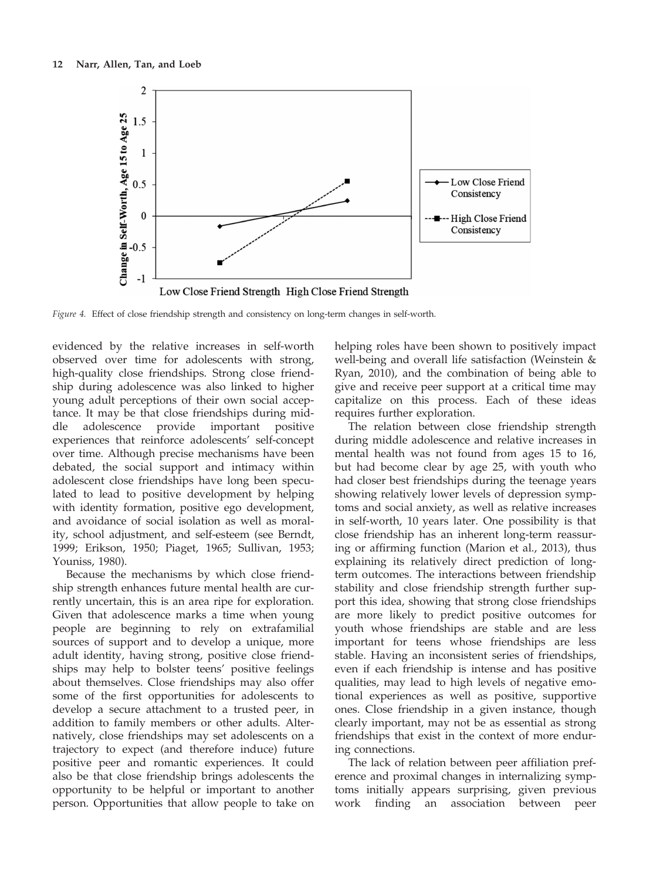*Figure 4.* Effect of close friendship strength and consistency on long-term changes in self-worth.

evidenced by the relative increases in self-worth observed over time for adolescents with strong, high-quality close friendships. Strong close friendship during adolescence was also linked to higher young adult perceptions of their own social acceptance. It may be that close friendships during middle adolescence provide important positive experiences that reinforce adolescents' self-concept over time. Although precise mechanisms have been debated, the social support and intimacy within adolescent close friendships have long been speculated to lead to positive development by helping with identity formation, positive ego development, and avoidance of social isolation as well as morality, school adjustment, and self-esteem (see Berndt, 1999; Erikson, 1950; Piaget, 1965; Sullivan, 1953; Youniss, 1980).

Because the mechanisms by which close friendship strength enhances future mental health are currently uncertain, this is an area ripe for exploration. Given that adolescence marks a time when young people are beginning to rely on extrafamilial sources of support and to develop a unique, more adult identity, having strong, positive close friendships may help to bolster teens' positive feelings about themselves. Close friendships may also offer some of the first opportunities for adolescents to develop a secure attachment to a trusted peer, in addition to family members or other adults. Alternatively, close friendships may set adolescents on a trajectory to expect (and therefore induce) future positive peer and romantic experiences. It could also be that close friendship brings adolescents the opportunity to be helpful or important to another person. Opportunities that allow people to take on helping roles have been shown to positively impact well-being and overall life satisfaction (Weinstein & Ryan, 2010), and the combination of being able to give and receive peer support at a critical time may capitalize on this process. Each of these ideas requires further exploration.

The relation between close friendship strength during middle adolescence and relative increases in mental health was not found from ages 15 to 16, but had become clear by age 25, with youth who had closer best friendships during the teenage years showing relatively lower levels of depression symptoms and social anxiety, as well as relative increases in self-worth, 10 years later. One possibility is that close friendship has an inherent long-term reassuring or affirming function (Marion et al., 2013), thus explaining its relatively direct prediction of long-term outcomes. The interactions between friendship stability and close friendship strength further support this idea, showing that strong close friendships are more likely to predict positive outcomes for youth whose friendships are stable and are less important for teens whose friendships are less stable. Having an inconsistent series of friendships, even if each friendship is intense and has positive qualities, may lead to high levels of negative emotional experiences as well as positive, supportive ones. Close friendship in a given instance, though clearly important, may not be as essential as strong friendships that exist in the context of more enduring connections.

The lack of relation between peer affiliation preference and proximal changes in internalizing symptoms initially appears surprising, given previous work finding an association between peer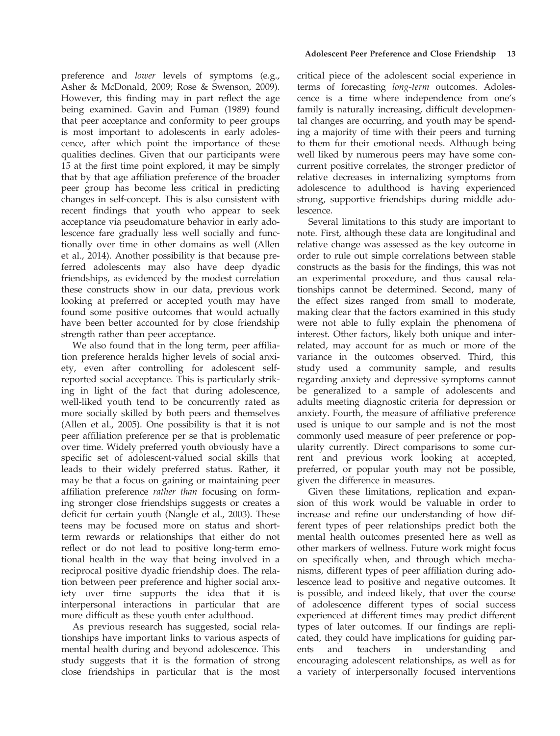preference and *lower* levels of symptoms (e.g., Asher & McDonald, 2009; Rose & Swenson, 2009). However, this finding may in part reflect the age being examined. Gavin and Fuman (1989) found that peer acceptance and conformity to peer groups is most important to adolescents in early adolescence, after which point the importance of these qualities declines. Given that our participants were 15 at the first time point explored, it may be simply that by that age affiliation preference of the broader peer group has become less critical in predicting changes in self-concept. This is also consistent with recent findings that youth who appear to seek acceptance via pseudomature behavior in early adolescence fare gradually less well socially and functionally over time in other domains as well (Allen et al., 2014). Another possibility is that because preferred adolescents may also have deep dyadic friendships, as evidenced by the modest correlation these constructs show in our data, previous work looking at preferred or accepted youth may have found some positive outcomes that would actually have been better accounted for by close friendship strength rather than peer acceptance.

We also found that in the long term, peer affiliation preference heralds higher levels of social anxiety, even after controlling for adolescent self-reported social acceptance. This is particularly striking in light of the fact that during adolescence, well-liked youth tend to be concurrently rated as more socially skilled by both peers and themselves (Allen et al., 2005). One possibility is that it is not peer affiliation preference per se that is problematic over time. Widely preferred youth obviously have a specific set of adolescent-valued social skills that leads to their widely preferred status. Rather, it may be that a focus on gaining or maintaining peer affiliation preference *rather than* focusing on forming stronger close friendships suggests or creates a deficit for certain youth (Nangle et al., 2003). These teens may be focused more on status and short-term rewards or relationships that either do not reflect or do not lead to positive long-term emotional health in the way that being involved in a reciprocal positive dyadic friendship does. The relation between peer preference and higher social anxiety over time supports the idea that it is interpersonal interactions in particular that are more difficult as these youth enter adulthood.

As previous research has suggested, social relationships have important links to various aspects of mental health during and beyond adolescence. This study suggests that it is the formation of strong close friendships in particular that is the most critical piece of the adolescent social experience in terms of forecasting *long-term* outcomes. Adolescence is a time where independence from one's family is naturally increasing, difficult developmental changes are occurring, and youth may be spending a majority of time with their peers and turning to them for their emotional needs. Although being well liked by numerous peers may have some concurrent positive correlates, the stronger predictor of relative decreases in internalizing symptoms from adolescence to adulthood is having experienced strong, supportive friendships during middle adolescence.

Several limitations to this study are important to note. First, although these data are longitudinal and relative change was assessed as the key outcome in order to rule out simple correlations between stable constructs as the basis for the findings, this was not an experimental procedure, and thus causal relationships cannot be determined. Second, many of the effect sizes ranged from small to moderate, making clear that the factors examined in this study were not able to fully explain the phenomena of interest. Other factors, likely both unique and interrelated, may account for as much or more of the variance in the outcomes observed. Third, this study used a community sample, and results regarding anxiety and depressive symptoms cannot be generalized to a sample of adolescents and adults meeting diagnostic criteria for depression or anxiety. Fourth, the measure of affiliative preference used is unique to our sample and is not the most commonly used measure of peer preference or popularity currently. Direct comparisons to some current and previous work looking at accepted, preferred, or popular youth may not be possible, given the difference in measures.

Given these limitations, replication and expansion of this work would be valuable in order to increase and refine our understanding of how different types of peer relationships predict both the mental health outcomes presented here as well as other markers of wellness. Future work might focus on specifically when, and through which mechanisms, different types of peer affiliation during adolescence lead to positive and negative outcomes. It is possible, and indeed likely, that over the course of adolescence different types of social success experienced at different times may predict different types of later outcomes. If our findings are replicated, they could have implications for guiding parents and teachers in understanding and encouraging adolescent relationships, as well as for a variety of interpersonally focused interventions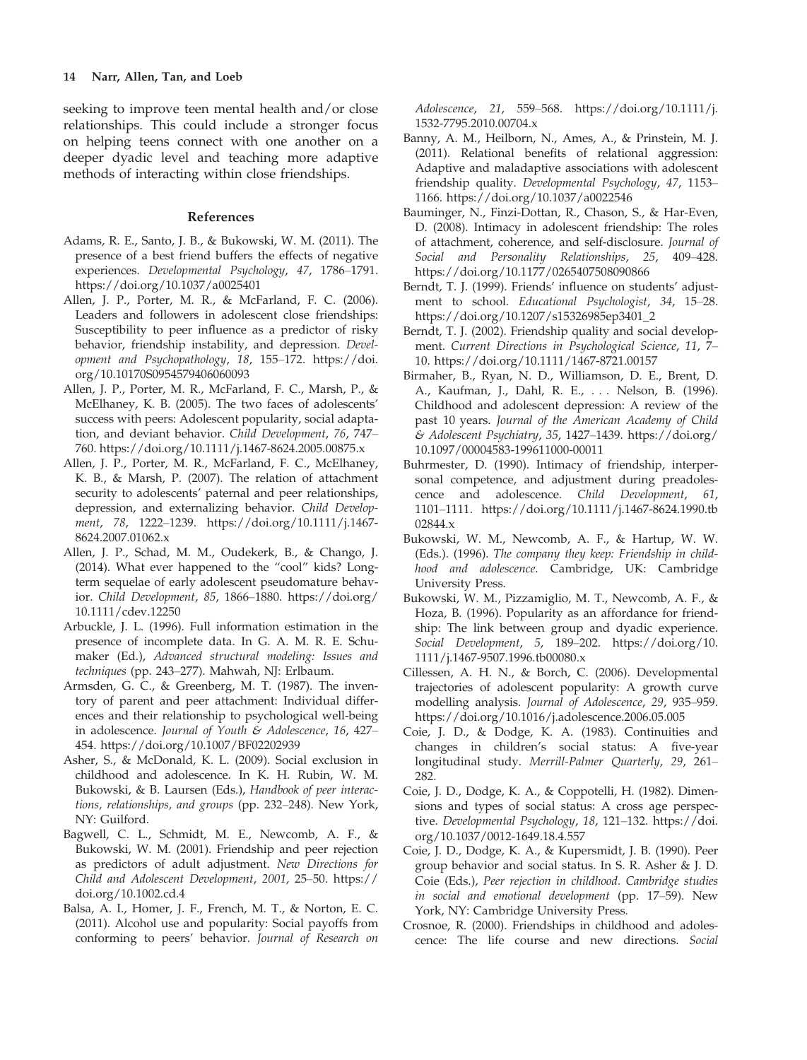seeking to improve teen mental health and/or close relationships. This could include a stronger focus on helping teens connect with one another on a deeper dyadic level and teaching more adaptive methods of interacting within close friendships.

## References

Adams, R. E., Santo, J. B., & Bukowski, W. M. (2011). The presence of a best friend buffers the effects of negative experiences. *Developmental Psychology*, *47*, 1786–1791. https://doi.org/10.1037/a0025401

Allen, J. P., Porter, M. R., & McFarland, F. C. (2006). Leaders and followers in adolescent close friendships: Susceptibility to peer influence as a predictor of risky behavior, friendship instability, and depression. *Development and Psychopathology*, *18*, 155–172. https://doi.org/10.10170S0954579406060093

Allen, J. P., Porter, M. R., McFarland, F. C., Marsh, P., & McElhaney, K. B. (2005). The two faces of adolescents' success with peers: Adolescent popularity, social adaptation, and deviant behavior. *Child Development*, *76*, 747–760. https://doi.org/10.1111/j.1467-8624.2005.00875.x

Allen, J. P., Porter, M. R., McFarland, F. C., McElhaney, K. B., & Marsh, P. (2007). The relation of attachment security to adolescents' paternal and peer relationships, depression, and externalizing behavior. *Child Development*, *78*, 1222–1239. https://doi.org/10.1111/j.1467-8624.2007.01062.x

Allen, J. P., Schad, M. M., Oudekerk, B., & Chango, J. (2014). What ever happened to the "cool" kids? Long-term sequelae of early adolescent pseudomature behavior. *Child Development*, *85*, 1866–1880. https://doi.org/10.1111/cdev.12250

Arbuckle, J. L. (1996). Full information estimation in the presence of incomplete data. In G. A. M. R. E. Schumaker (Ed.), *Advanced structural modeling: Issues and techniques* (pp. 243–277). Mahwah, NJ: Erlbaum.

Armsden, G. C., & Greenberg, M. T. (1987). The inventory of parent and peer attachment: Individual differences and their relationship to psychological well-being in adolescence. *Journal of Youth & Adolescence*, *16*, 427–454. https://doi.org/10.1007/BF02202939

Asher, S., & McDonald, K. L. (2009). Social exclusion in childhood and adolescence. In K. H. Rubin, W. M. Bukowski, & B. Laursen (Eds.), *Handbook of peer interactions, relationships, and groups* (pp. 232–248). New York, NY: Guilford.

Bagwell, C. L., Schmidt, M. E., Newcomb, A. F., & Bukowski, W. M. (2001). Friendship and peer rejection as predictors of adult adjustment. *New Directions for Child and Adolescent Development*, *2001*, 25–50. https://doi.org/10.1002.cd.4

Balsa, A. I., Homer, J. F., French, M. T., & Norton, E. C. (2011). Alcohol use and popularity: Social payoffs from conforming to peers' behavior. *Journal of Research on Adolescence*, *21*, 559–568. https://doi.org/10.1111/j.1532-7795.2010.00704.x

Banny, A. M., Heilborn, N., Ames, A., & Prinstein, M. J. (2011). Relational benefits of relational aggression: Adaptive and maladaptive associations with adolescent friendship quality. *Developmental Psychology*, *47*, 1153–1166. https://doi.org/10.1037/a0022546

Bauminger, N., Finzi-Dottan, R., Chason, S., & Har-Even, D. (2008). Intimacy in adolescent friendship: The roles of attachment, coherence, and self-disclosure. *Journal of Social and Personality Relationships*, *25*, 409–428. https://doi.org/10.1177/0265407508090866

Berndt, T. J. (1999). Friends' influence on students' adjustment to school. *Educational Psychologist*, *34*, 15–28. https://doi.org/10.1207/s15326985ep3401_2

Berndt, T. J. (2002). Friendship quality and social development. *Current Directions in Psychological Science*, *11*, 7–10. https://doi.org/10.1111/1467-8721.00157

Birmaher, B., Ryan, N. D., Williamson, D. E., Brent, D. A., Kaufman, J., Dahl, R. E., . . . Nelson, B. (1996). Childhood and adolescent depression: A review of the past 10 years. *Journal of the American Academy of Child & Adolescent Psychiatry*, *35*, 1427–1439. https://doi.org/10.1097/00004583-199611000-00011

Buhrmester, D. (1990). Intimacy of friendship, interpersonal competence, and adjustment during preadolescence and adolescence. *Child Development*, *61*, 1101–1111. https://doi.org/10.1111/j.1467-8624.1990.tb02844.x

Bukowski, W. M., Newcomb, A. F., & Hartup, W. W. (Eds.). (1996). *The company they keep: Friendship in childhood and adolescence*. Cambridge, UK: Cambridge University Press.

Bukowski, W. M., Pizzamiglio, M. T., Newcomb, A. F., & Hoza, B. (1996). Popularity as an affordance for friendship: The link between group and dyadic experience. *Social Development*, *5*, 189–202. https://doi.org/10.1111/j.1467-9507.1996.tb00080.x

Cillessen, A. H. N., & Borch, C. (2006). Developmental trajectories of adolescent popularity: A growth curve modelling analysis. *Journal of Adolescence*, *29*, 935–959. https://doi.org/10.1016/j.adolescence.2006.05.005

Coie, J. D., & Dodge, K. A. (1983). Continuities and changes in children's social status: A five-year longitudinal study. *Merrill-Palmer Quarterly*, *29*, 261–282.

Coie, J. D., Dodge, K. A., & Coppotelli, H. (1982). Dimensions and types of social status: A cross age perspective. *Developmental Psychology*, *18*, 121–132. https://doi.org/10.1037/0012-1649.18.4.557

Coie, J. D., Dodge, K. A., & Kupersmidt, J. B. (1990). Peer group behavior and social status. In S. R. Asher & J. D. Coie (Eds.), *Peer rejection in childhood. Cambridge studies in social and emotional development* (pp. 17–59). New York, NY: Cambridge University Press.

Crosnoe, R. (2000). Friendships in childhood and adolescence: The life course and new directions. *Social*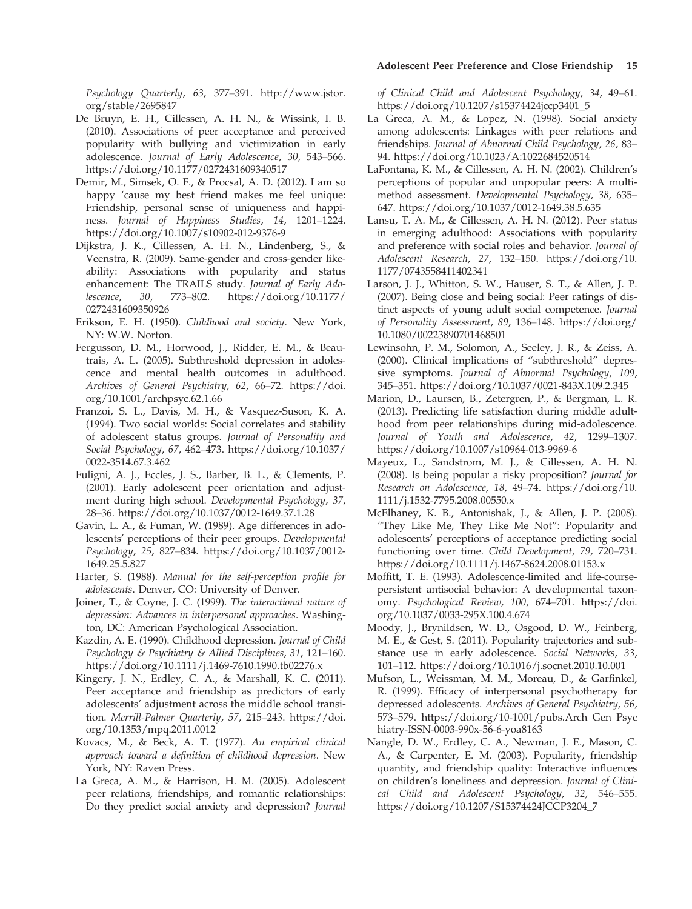*Psychology Quarterly*, *63*, 377–391. http://www.jstor.org/stable/2695847

De Bruyn, E. H., Cillessen, A. H. N., & Wissink, I. B. (2010). Associations of peer acceptance and perceived popularity with bullying and victimization in early adolescence. *Journal of Early Adolescence*, *30*, 543–566. https://doi.org/10.1177/0272431609340517

Demir, M., Simsek, O. F., & Procsal, A. D. (2012). I am so happy 'cause my best friend makes me feel unique: Friendship, personal sense of uniqueness and happiness. *Journal of Happiness Studies*, *14*, 1201–1224. https://doi.org/10.1007/s10902-012-9376-9

Dijkstra, J. K., Cillessen, A. H. N., Lindenberg, S., & Veenstra, R. (2009). Same-gender and cross-gender likeability: Associations with popularity and status enhancement: The TRAILS study. *Journal of Early Adolescence*, *30*, 773–802. https://doi.org/10.1177/0272431609350926

Erikson, E. H. (1950). *Childhood and society*. New York, NY: W.W. Norton.

Fergusson, D. M., Horwood, J., Ridder, E. M., & Beautrais, A. L. (2005). Subthreshold depression in adolescence and mental health outcomes in adulthood. *Archives of General Psychiatry*, *62*, 66–72. https://doi.org/10.1001/archpsyc.62.1.66

Franzoi, S. L., Davis, M. H., & Vasquez-Suson, K. A. (1994). Two social worlds: Social correlates and stability of adolescent status groups. *Journal of Personality and Social Psychology*, *67*, 462–473. https://doi.org/10.1037/0022-3514.67.3.462

Fuligni, A. J., Eccles, J. S., Barber, B. L., & Clements, P. (2001). Early adolescent peer orientation and adjustment during high school. *Developmental Psychology*, *37*, 28–36. https://doi.org/10.1037/0012-1649.37.1.28

Gavin, L. A., & Fuman, W. (1989). Age differences in adolescents' perceptions of their peer groups. *Developmental Psychology*, *25*, 827–834. https://doi.org/10.1037/0012-1649.25.5.827

Harter, S. (1988). *Manual for the self-perception profile for adolescents*. Denver, CO: University of Denver.

Joiner, T., & Coyne, J. C. (1999). *The interactional nature of depression: Advances in interpersonal approaches*. Washington, DC: American Psychological Association.

Kazdin, A. E. (1990). Childhood depression. *Journal of Child Psychology & Psychiatry & Allied Disciplines*, *31*, 121–160. https://doi.org/10.1111/j.1469-7610.1990.tb02276.x

Kingery, J. N., Erdley, C. A., & Marshall, K. C. (2011). Peer acceptance and friendship as predictors of early adolescents' adjustment across the middle school transition. *Merrill-Palmer Quarterly*, *57*, 215–243. https://doi.org/10.1353/mpq.2011.0012

Kovacs, M., & Beck, A. T. (1977). *An empirical clinical approach toward a definition of childhood depression*. New York, NY: Raven Press.

La Greca, A. M., & Harrison, H. M. (2005). Adolescent peer relations, friendships, and romantic relationships: Do they predict social anxiety and depression? *Journal of Clinical Child and Adolescent Psychology*, *34*, 49–61. https://doi.org/10.1207/s15374424jccp3401_5

La Greca, A. M., & Lopez, N. (1998). Social anxiety among adolescents: Linkages with peer relations and friendships. *Journal of Abnormal Child Psychology*, *26*, 83–94. https://doi.org/10.1023/A:1022684520514

LaFontana, K. M., & Cillessen, A. H. N. (2002). Children's perceptions of popular and unpopular peers: A multimethod assessment. *Developmental Psychology*, *38*, 635–647. https://doi.org/10.1037/0012-1649.38.5.635

Lansu, T. A. M., & Cillessen, A. H. N. (2012). Peer status in emerging adulthood: Associations with popularity and preference with social roles and behavior. *Journal of Adolescent Research*, *27*, 132–150. https://doi.org/10.1177/0743558411402341

Larson, J. J., Whitton, S. W., Hauser, S. T., & Allen, J. P. (2007). Being close and being social: Peer ratings of distinct aspects of young adult social competence. *Journal of Personality Assessment*, *89*, 136–148. https://doi.org/10.1080/00223890701468501

Lewinsohn, P. M., Solomon, A., Seeley, J. R., & Zeiss, A. (2000). Clinical implications of "subthreshold" depressive symptoms. *Journal of Abnormal Psychology*, *109*, 345–351. https://doi.org/10.1037/0021-843X.109.2.345

Marion, D., Laursen, B., Zetergren, P., & Bergman, L. R. (2013). Predicting life satisfaction during middle adulthood from peer relationships during mid-adolescence. *Journal of Youth and Adolescence*, *42*, 1299–1307. https://doi.org/10.1007/s10964-013-9969-6

Mayeux, L., Sandstrom, M. J., & Cillessen, A. H. N. (2008). Is being popular a risky proposition? *Journal for Research on Adolescence*, *18*, 49–74. https://doi.org/10.1111/j.1532-7795.2008.00550.x

McElhaney, K. B., Antonishak, J., & Allen, J. P. (2008). "They Like Me, They Like Me Not": Popularity and adolescents' perceptions of acceptance predicting social functioning over time. *Child Development*, *79*, 720–731. https://doi.org/10.1111/j.1467-8624.2008.01153.x

Moffitt, T. E. (1993). Adolescence-limited and life-course-persistent antisocial behavior: A developmental taxonomy. *Psychological Review*, *100*, 674–701. https://doi.org/10.1037/0033-295X.100.4.674

Moody, J., Brynildsen, W. D., Osgood, D. W., Feinberg, M. E., & Gest, S. (2011). Popularity trajectories and substance use in early adolescence. *Social Networks*, *33*, 101–112. https://doi.org/10.1016/j.socnet.2010.10.001

Mufson, L., Weissman, M. M., Moreau, D., & Garfinkel, R. (1999). Efficacy of interpersonal psychotherapy for depressed adolescents. *Archives of General Psychiatry*, *56*, 573–579. https://doi.org/10-1001/pubs.Arch Gen Psychiatry-ISSN-0003-990x-56-6-yoa8163

Nangle, D. W., Erdley, C. A., Newman, J. E., Mason, C. A., & Carpenter, E. M. (2003). Popularity, friendship quantity, and friendship quality: Interactive influences on children's loneliness and depression. *Journal of Clinical Child and Adolescent Psychology*, *32*, 546–555. https://doi.org/10.1207/S15374424JCCP3204_7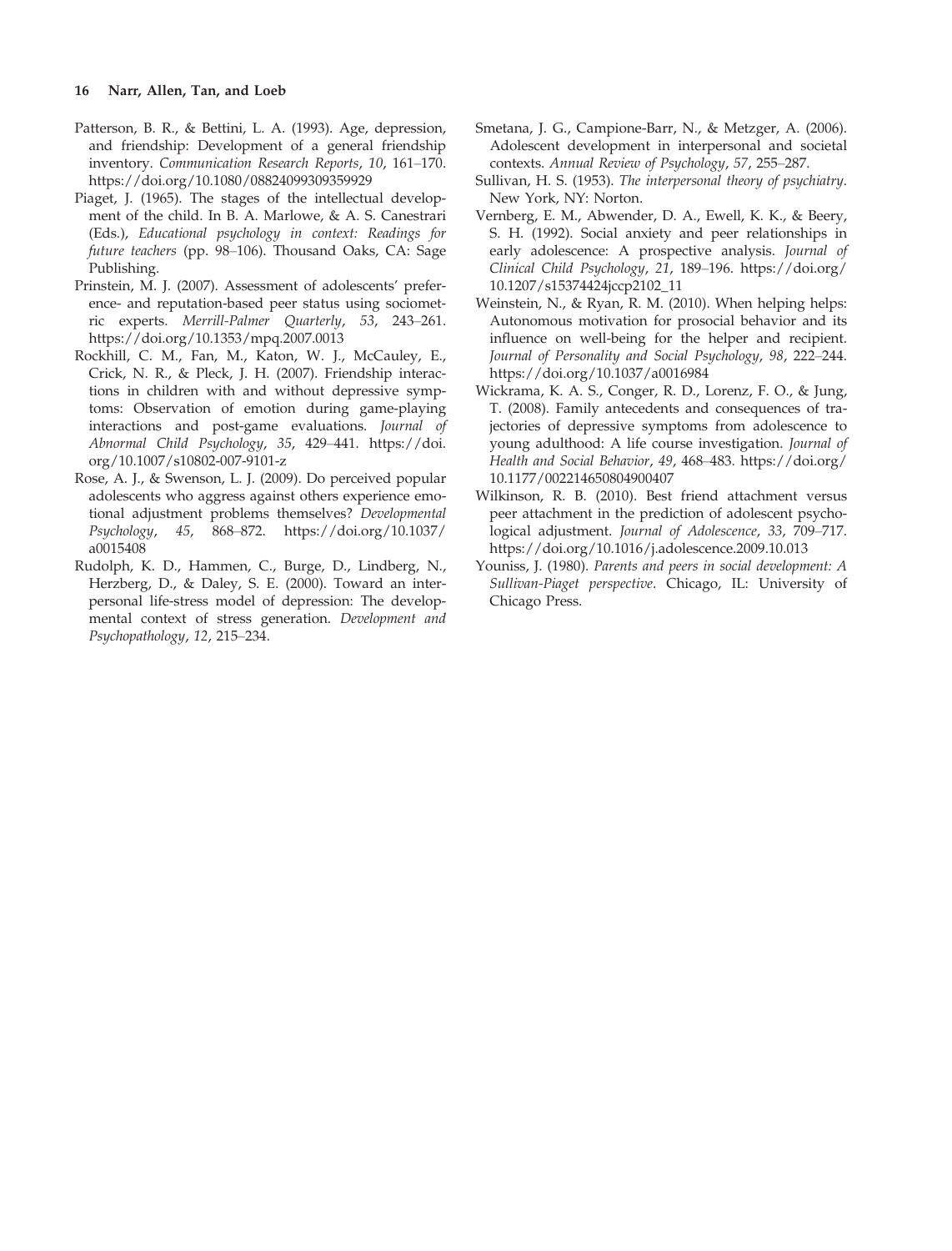Patterson, B. R., & Bettini, L. A. (1993). Age, depression, and friendship: Development of a general friendship inventory. *Communication Research Reports*, *10*, 161–170. https://doi.org/10.1080/08824099309359929

Piaget, J. (1965). The stages of the intellectual development of the child. In B. A. Marlowe, & A. S. Canestrari (Eds.), *Educational psychology in context: Readings for future teachers* (pp. 98–106). Thousand Oaks, CA: Sage Publishing.

Prinstein, M. J. (2007). Assessment of adolescents' preference- and reputation-based peer status using sociometric experts. *Merrill-Palmer Quarterly*, *53*, 243–261. https://doi.org/10.1353/mpq.2007.0013

Rockhill, C. M., Fan, M., Katon, W. J., McCauley, E., Crick, N. R., & Pleck, J. H. (2007). Friendship interactions in children with and without depressive symptoms: Observation of emotion during game-playing interactions and post-game evaluations. *Journal of Abnormal Child Psychology*, *35*, 429–441. https://doi.org/10.1007/s10802-007-9101-z

Rose, A. J., & Swenson, L. J. (2009). Do perceived popular adolescents who aggress against others experience emotional adjustment problems themselves? *Developmental Psychology*, *45*, 868–872. https://doi.org/10.1037/a0015408

Rudolph, K. D., Hammen, C., Burge, D., Lindberg, N., Herzberg, D., & Daley, S. E. (2000). Toward an interpersonal life-stress model of depression: The developmental context of stress generation. *Development and Psychopathology*, *12*, 215–234.

Smetana, J. G., Campione-Barr, N., & Metzger, A. (2006). Adolescent development in interpersonal and societal contexts. *Annual Review of Psychology*, *57*, 255–287.

Sullivan, H. S. (1953). *The interpersonal theory of psychiatry*. New York, NY: Norton.

Vernberg, E. M., Abwender, D. A., Ewell, K. K., & Beery, S. H. (1992). Social anxiety and peer relationships in early adolescence: A prospective analysis. *Journal of Clinical Child Psychology*, *21*, 189–196. https://doi.org/10.1207/s15374424jccp2102_11

Weinstein, N., & Ryan, R. M. (2010). When helping helps: Autonomous motivation for prosocial behavior and its influence on well-being for the helper and recipient. *Journal of Personality and Social Psychology*, *98*, 222–244. https://doi.org/10.1037/a0016984

Wickrama, K. A. S., Conger, R. D., Lorenz, F. O., & Jung, T. (2008). Family antecedents and consequences of trajectories of depressive symptoms from adolescence to young adulthood: A life course investigation. *Journal of Health and Social Behavior*, *49*, 468–483. https://doi.org/10.1177/002214650804900407

Wilkinson, R. B. (2010). Best friend attachment versus peer attachment in the prediction of adolescent psychological adjustment. *Journal of Adolescence*, *33*, 709–717. https://doi.org/10.1016/j.adolescence.2009.10.013

Youniss, J. (1980). *Parents and peers in social development: A Sullivan-Piaget perspective*. Chicago, IL: University of Chicago Press.